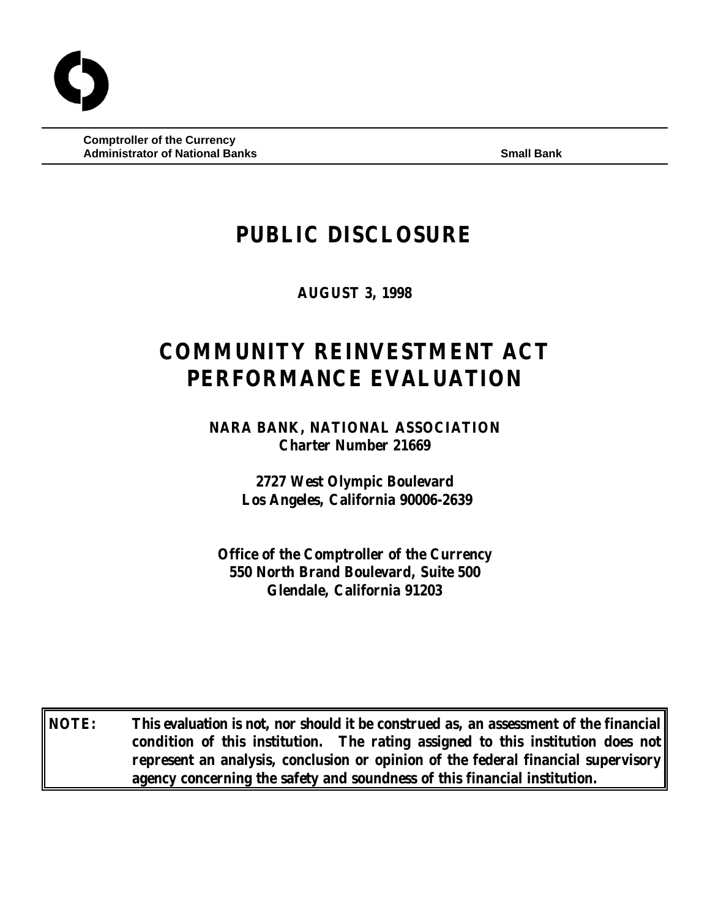**Comptroller of the Currency**
**Administrator of National Banks** **Small Bank**

# PUBLIC DISCLOSURE

**AUGUST 3, 1998**

# COMMUNITY REINVESTMENT ACT PERFORMANCE EVALUATION

**NARA BANK, NATIONAL ASSOCIATION**
**Charter Number 21669**

**2727 West Olympic Boulevard**
**Los Angeles, California 90006-2639**

**Office of the Comptroller of the Currency**
**550 North Brand Boulevard, Suite 500**
**Glendale, California 91203**

**NOTE: This evaluation is not, nor should it be construed as, an assessment of the financial condition of this institution. The rating assigned to this institution does not represent an analysis, conclusion or opinion of the federal financial supervisory agency concerning the safety and soundness of this financial institution.**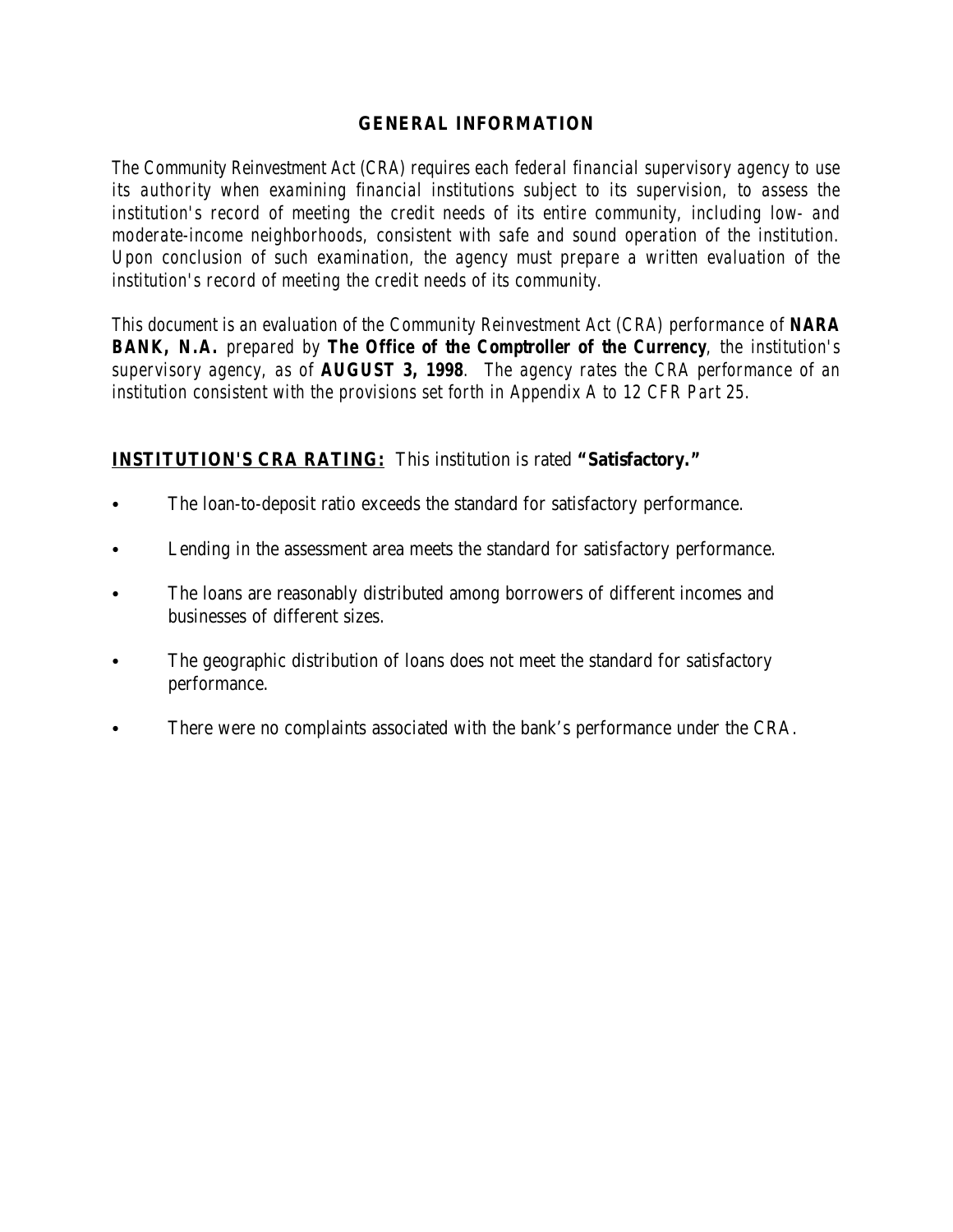## GENERAL INFORMATION

*The Community Reinvestment Act (CRA) requires each federal financial supervisory agency to use its authority when examining financial institutions subject to its supervision, to assess the institution's record of meeting the credit needs of its entire community, including low- and moderate-income neighborhoods, consistent with safe and sound operation of the institution. Upon conclusion of such examination, the agency must prepare a written evaluation of the institution's record of meeting the credit needs of its community.*

*This document is an evaluation of the Community Reinvestment Act (CRA) performance of* **NARA BANK, N.A.** *prepared by* **The Office of the Comptroller of the Currency***, the institution's supervisory agency, as of* **AUGUST 3, 1998***. The agency rates the CRA performance of an institution consistent with the provisions set forth in Appendix A to 12 CFR Part 25.*

**INSTITUTION'S CRA RATING:** This institution is rated **"Satisfactory."**

- The loan-to-deposit ratio exceeds the standard for satisfactory performance.
- Lending in the assessment area meets the standard for satisfactory performance.
- The loans are reasonably distributed among borrowers of different incomes and businesses of different sizes.
- The geographic distribution of loans does not meet the standard for satisfactory performance.
- There were no complaints associated with the bank's performance under the CRA.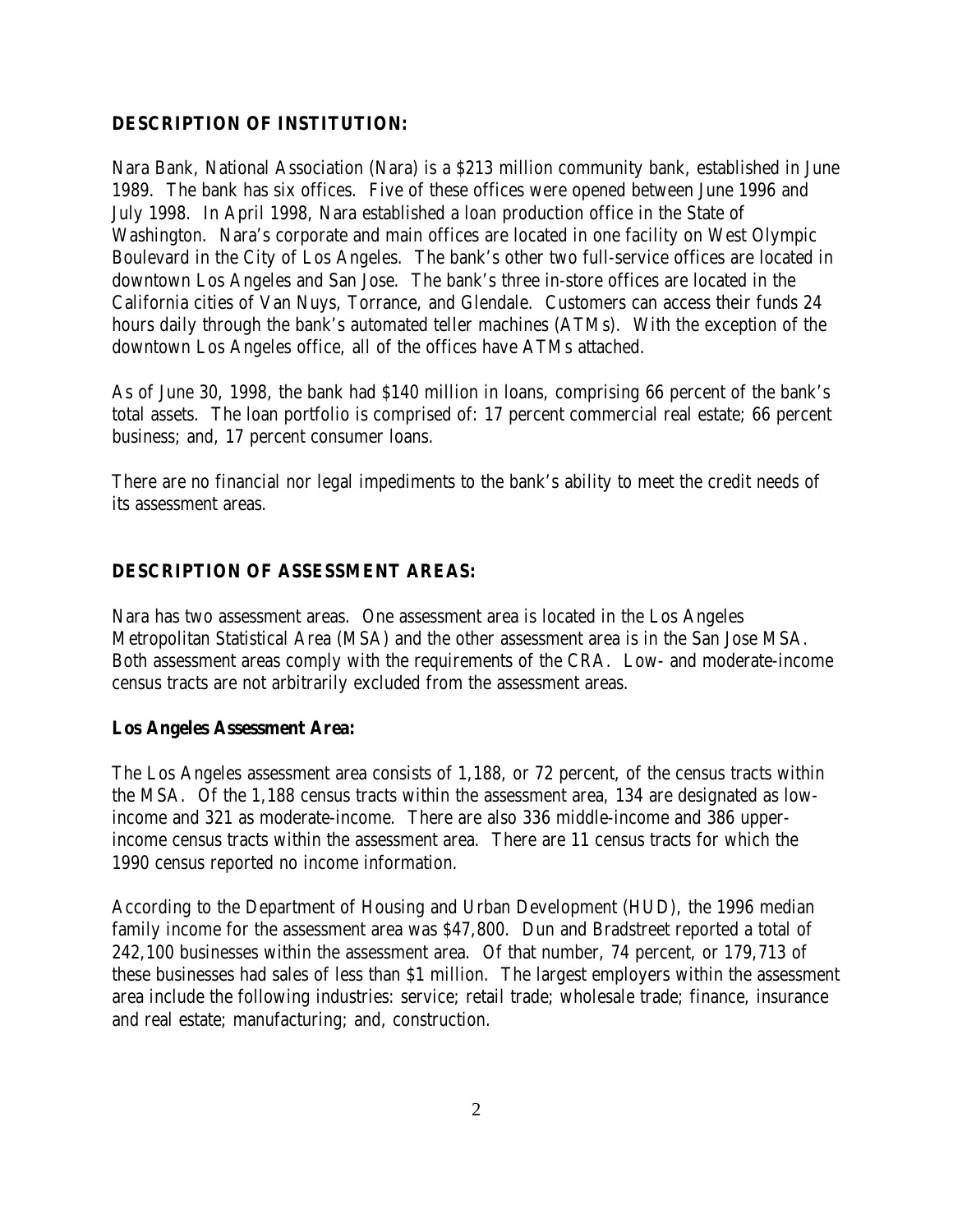## DESCRIPTION OF INSTITUTION:

Nara Bank, National Association (Nara) is a $213 million community bank, established in June 1989. The bank has six offices. Five of these offices were opened between June 1996 and July 1998. In April 1998, Nara established a loan production office in the State of Washington. Nara's corporate and main offices are located in one facility on West Olympic Boulevard in the City of Los Angeles. The bank's other two full-service offices are located in downtown Los Angeles and San Jose. The bank's three in-store offices are located in the California cities of Van Nuys, Torrance, and Glendale. Customers can access their funds 24 hours daily through the bank's automated teller machines (ATMs). With the exception of the downtown Los Angeles office, all of the offices have ATMs attached.

As of June 30, 1998, the bank had $140 million in loans, comprising 66 percent of the bank's total assets. The loan portfolio is comprised of: 17 percent commercial real estate; 66 percent business; and, 17 percent consumer loans.

There are no financial nor legal impediments to the bank's ability to meet the credit needs of its assessment areas.

## DESCRIPTION OF ASSESSMENT AREAS:

Nara has two assessment areas. One assessment area is located in the Los Angeles Metropolitan Statistical Area (MSA) and the other assessment area is in the San Jose MSA. Both assessment areas comply with the requirements of the CRA. Low- and moderate-income census tracts are not arbitrarily excluded from the assessment areas.

### Los Angeles Assessment Area:

The Los Angeles assessment area consists of 1,188, or 72 percent, of the census tracts within the MSA. Of the 1,188 census tracts within the assessment area, 134 are designated as low-income and 321 as moderate-income. There are also 336 middle-income and 386 upper-income census tracts within the assessment area. There are 11 census tracts for which the 1990 census reported no income information.

According to the Department of Housing and Urban Development (HUD), the 1996 median family income for the assessment area was $47,800. Dun and Bradstreet reported a total of 242,100 businesses within the assessment area. Of that number, 74 percent, or 179,713 of these businesses had sales of less than $1 million. The largest employers within the assessment area include the following industries: service; retail trade; wholesale trade; finance, insurance and real estate; manufacturing; and, construction.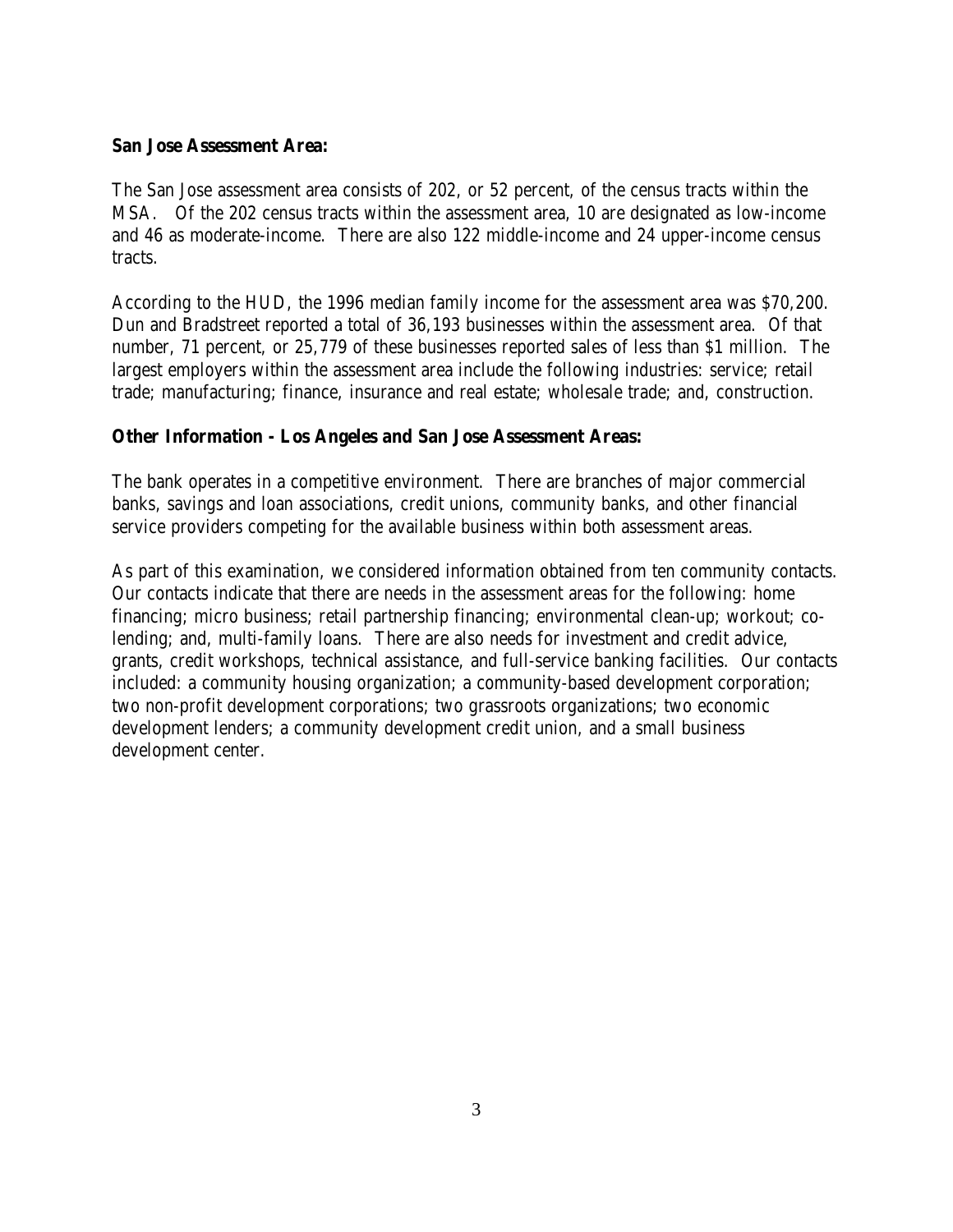**San Jose Assessment Area:**

The San Jose assessment area consists of 202, or 52 percent, of the census tracts within the MSA. Of the 202 census tracts within the assessment area, 10 are designated as low-income and 46 as moderate-income. There are also 122 middle-income and 24 upper-income census tracts.

According to the HUD, the 1996 median family income for the assessment area was $70,200. Dun and Bradstreet reported a total of 36,193 businesses within the assessment area. Of that number, 71 percent, or 25,779 of these businesses reported sales of less than $1 million. The largest employers within the assessment area include the following industries: service; retail trade; manufacturing; finance, insurance and real estate; wholesale trade; and, construction.

**Other Information - Los Angeles and San Jose Assessment Areas:**

The bank operates in a competitive environment. There are branches of major commercial banks, savings and loan associations, credit unions, community banks, and other financial service providers competing for the available business within both assessment areas.

As part of this examination, we considered information obtained from ten community contacts. Our contacts indicate that there are needs in the assessment areas for the following: home financing; micro business; retail partnership financing; environmental clean-up; workout; co-lending; and, multi-family loans. There are also needs for investment and credit advice, grants, credit workshops, technical assistance, and full-service banking facilities. Our contacts included: a community housing organization; a community-based development corporation; two non-profit development corporations; two grassroots organizations; two economic development lenders; a community development credit union, and a small business development center.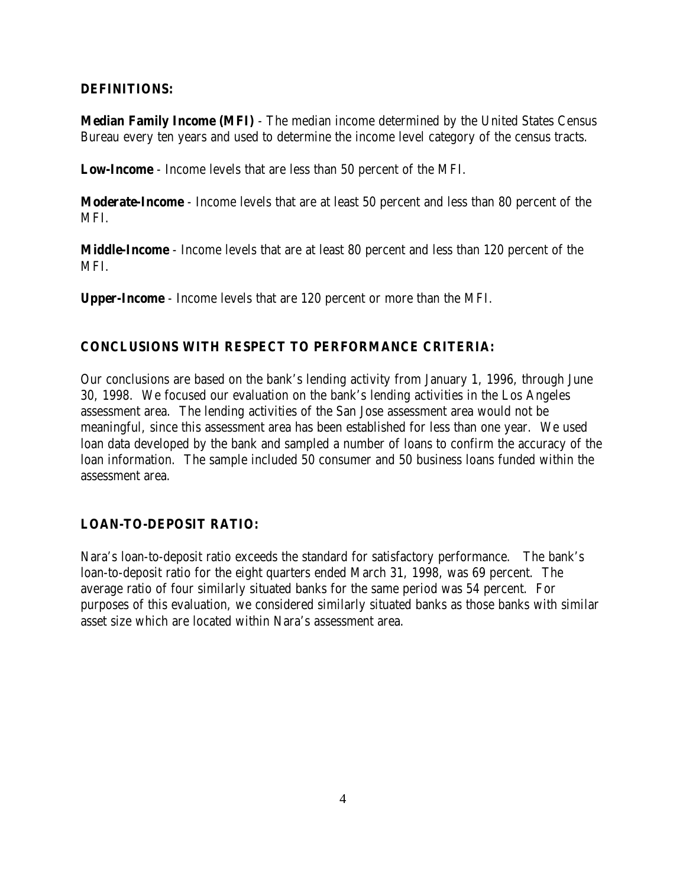## DEFINITIONS:

**Median Family Income (MFI)** - The median income determined by the United States Census Bureau every ten years and used to determine the income level category of the census tracts.

**Low-Income** - Income levels that are less than 50 percent of the MFI.

**Moderate-Income** - Income levels that are at least 50 percent and less than 80 percent of the MFI.

**Middle-Income** - Income levels that are at least 80 percent and less than 120 percent of the MFI.

**Upper-Income** - Income levels that are 120 percent or more than the MFI.

## CONCLUSIONS WITH RESPECT TO PERFORMANCE CRITERIA:

Our conclusions are based on the bank's lending activity from January 1, 1996, through June 30, 1998. We focused our evaluation on the bank's lending activities in the Los Angeles assessment area. The lending activities of the San Jose assessment area would not be meaningful, since this assessment area has been established for less than one year. We used loan data developed by the bank and sampled a number of loans to confirm the accuracy of the loan information. The sample included 50 consumer and 50 business loans funded within the assessment area.

## LOAN-TO-DEPOSIT RATIO:

Nara's loan-to-deposit ratio exceeds the standard for satisfactory performance. The bank's loan-to-deposit ratio for the eight quarters ended March 31, 1998, was 69 percent. The average ratio of four similarly situated banks for the same period was 54 percent. For purposes of this evaluation, we considered similarly situated banks as those banks with similar asset size which are located within Nara's assessment area.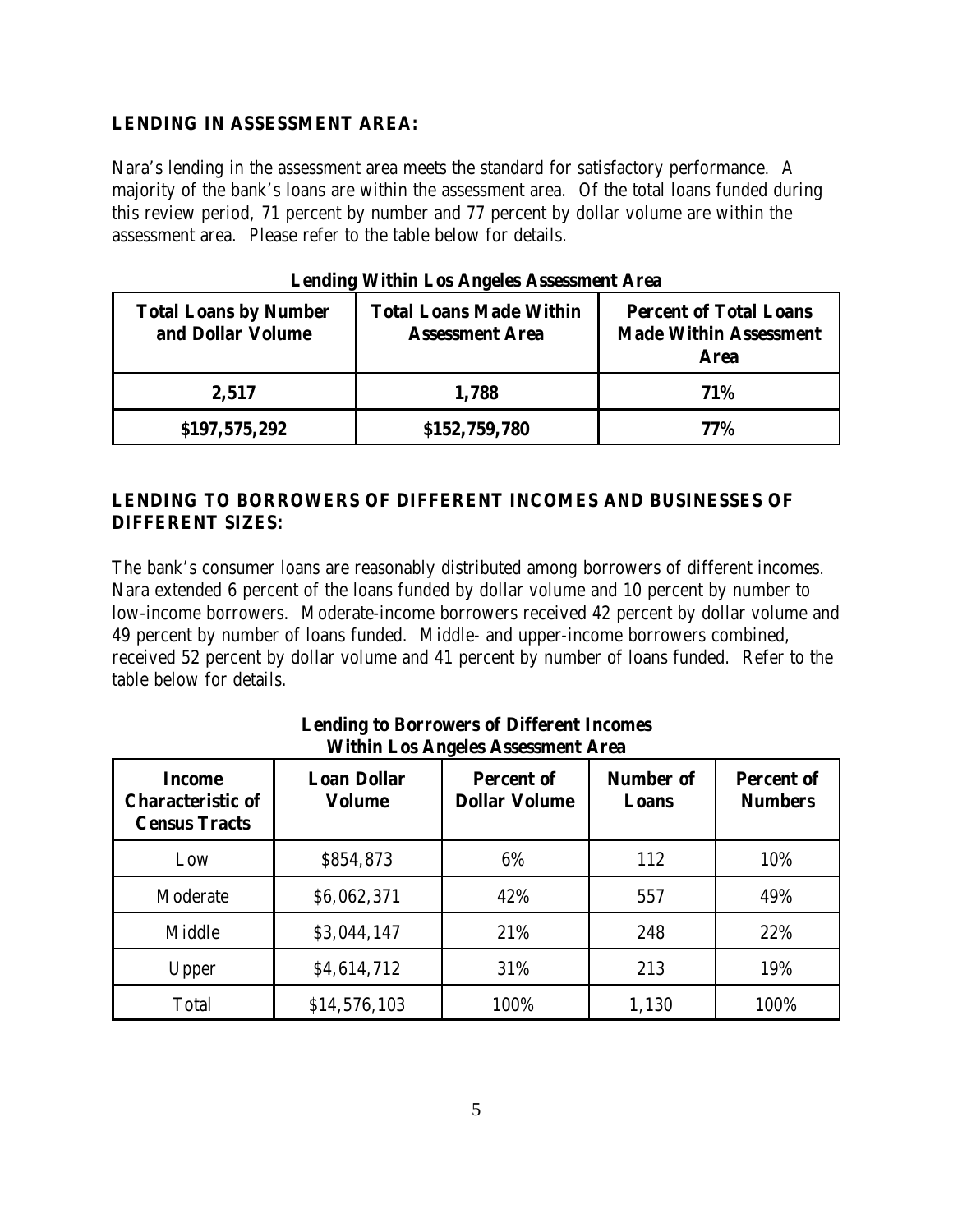### LENDING IN ASSESSMENT AREA:

Nara's lending in the assessment area meets the standard for satisfactory performance. A majority of the bank's loans are within the assessment area. Of the total loans funded during this review period, 71 percent by number and 77 percent by dollar volume are within the assessment area. Please refer to the table below for details.

**Lending Within Los Angeles Assessment Area**

| Total Loans by Number and Dollar Volume | Total Loans Made Within Assessment Area | Percent of Total Loans Made Within Assessment Area |
|---|---|---|
| 2,517 | 1,788 | 71% |
| $197,575,292 | $152,759,780 | 77% |

### LENDING TO BORROWERS OF DIFFERENT INCOMES AND BUSINESSES OF DIFFERENT SIZES:

The bank's consumer loans are reasonably distributed among borrowers of different incomes. Nara extended 6 percent of the loans funded by dollar volume and 10 percent by number to low-income borrowers. Moderate-income borrowers received 42 percent by dollar volume and 49 percent by number of loans funded. Middle- and upper-income borrowers combined, received 52 percent by dollar volume and 41 percent by number of loans funded. Refer to the table below for details.

**Lending to Borrowers of Different Incomes Within Los Angeles Assessment Area**

| Income Characteristic of Census Tracts | Loan Dollar Volume | Percent of Dollar Volume | Number of Loans | Percent of Numbers |
|---|---|---|---|---|
| Low | $854,873 | 6% | 112 | 10% |
| Moderate | $6,062,371 | 42% | 557 | 49% |
| Middle | $3,044,147 | 21% | 248 | 22% |
| Upper | $4,614,712 | 31% | 213 | 19% |
| Total | $14,576,103 | 100% | 1,130 | 100% |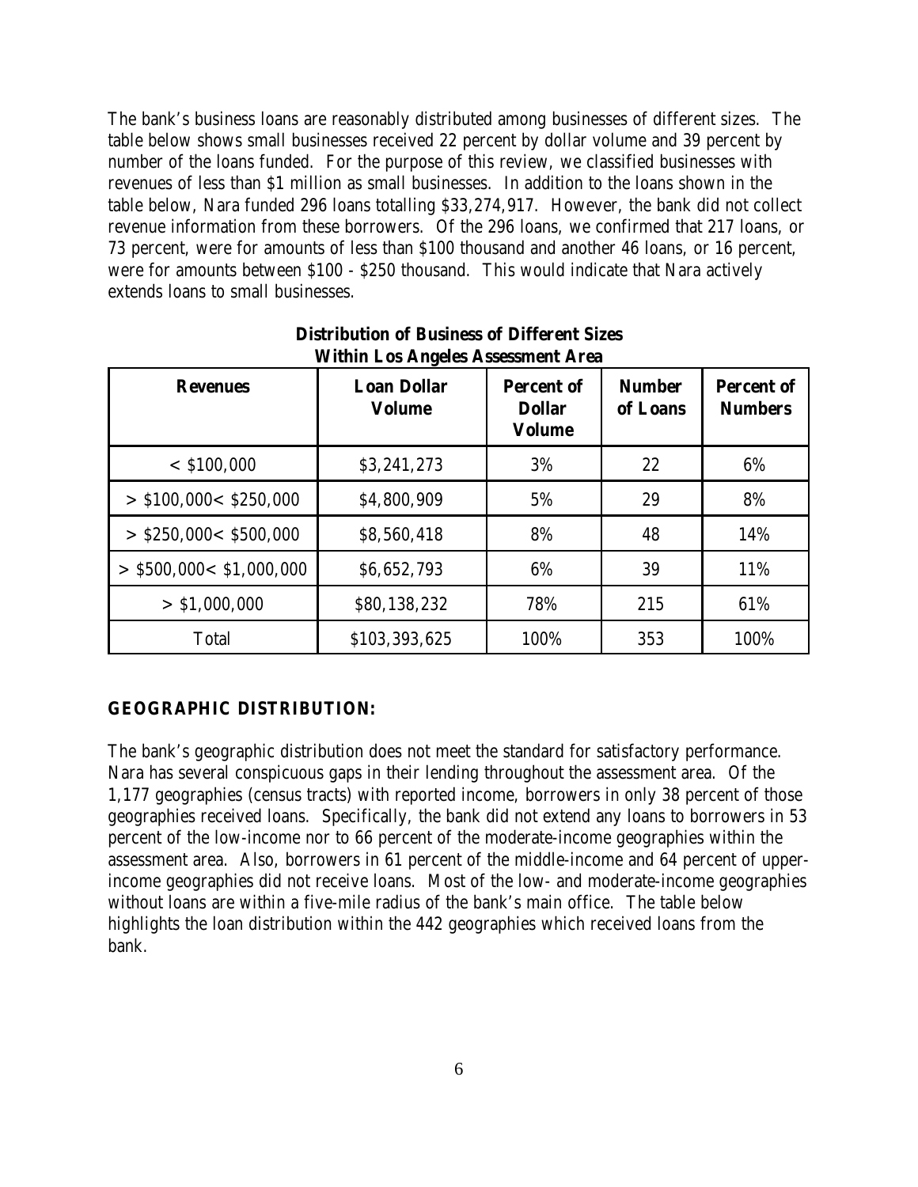The bank's business loans are reasonably distributed among businesses of different sizes. The table below shows small businesses received 22 percent by dollar volume and 39 percent by number of the loans funded. For the purpose of this review, we classified businesses with revenues of less than $1 million as small businesses. In addition to the loans shown in the table below, Nara funded 296 loans totalling $33,274,917. However, the bank did not collect revenue information from these borrowers. Of the 296 loans, we confirmed that 217 loans, or 73 percent, were for amounts of less than $100 thousand and another 46 loans, or 16 percent, were for amounts between $100 - $250 thousand. This would indicate that Nara actively extends loans to small businesses.

**Distribution of Business of Different Sizes Within Los Angeles Assessment Area**

| Revenues | Loan Dollar Volume | Percent of Dollar Volume | Number of Loans | Percent of Numbers |
|---|---|---|---|---|
| < $100,000 | $3,241,273 | 3% | 22 | 6% |
| > $100,000< $250,000 | $4,800,909 | 5% | 29 | 8% |
| > $250,000< $500,000 | $8,560,418 | 8% | 48 | 14% |
| > $500,000< $1,000,000 | $6,652,793 | 6% | 39 | 11% |
| > $1,000,000 | $80,138,232 | 78% | 215 | 61% |
| Total | $103,393,625 | 100% | 353 | 100% |

## GEOGRAPHIC DISTRIBUTION:

The bank's geographic distribution does not meet the standard for satisfactory performance. Nara has several conspicuous gaps in their lending throughout the assessment area. Of the 1,177 geographies (census tracts) with reported income, borrowers in only 38 percent of those geographies received loans. Specifically, the bank did not extend any loans to borrowers in 53 percent of the low-income nor to 66 percent of the moderate-income geographies within the assessment area. Also, borrowers in 61 percent of the middle-income and 64 percent of upper-income geographies did not receive loans. Most of the low- and moderate-income geographies without loans are within a five-mile radius of the bank's main office. The table below highlights the loan distribution within the 442 geographies which received loans from the bank.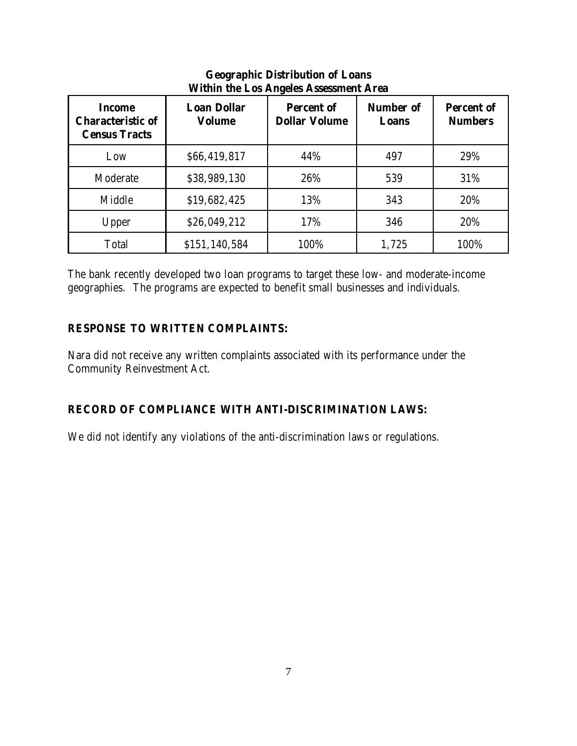**Geographic Distribution of Loans**
**Within the Los Angeles Assessment Area**

| Income Characteristic of Census Tracts | Loan Dollar Volume | Percent of Dollar Volume | Number of Loans | Percent of Numbers |
|---|---|---|---|---|
| Low | $66,419,817 | 44% | 497 | 29% |
| Moderate | $38,989,130 | 26% | 539 | 31% |
| Middle | $19,682,425 | 13% | 343 | 20% |
| Upper | $26,049,212 | 17% | 346 | 20% |
| Total | $151,140,584 | 100% | 1,725 | 100% |

The bank recently developed two loan programs to target these low- and moderate-income geographies. The programs are expected to benefit small businesses and individuals.

## RESPONSE TO WRITTEN COMPLAINTS:

Nara did not receive any written complaints associated with its performance under the Community Reinvestment Act.

## RECORD OF COMPLIANCE WITH ANTI-DISCRIMINATION LAWS:

We did not identify any violations of the anti-discrimination laws or regulations.